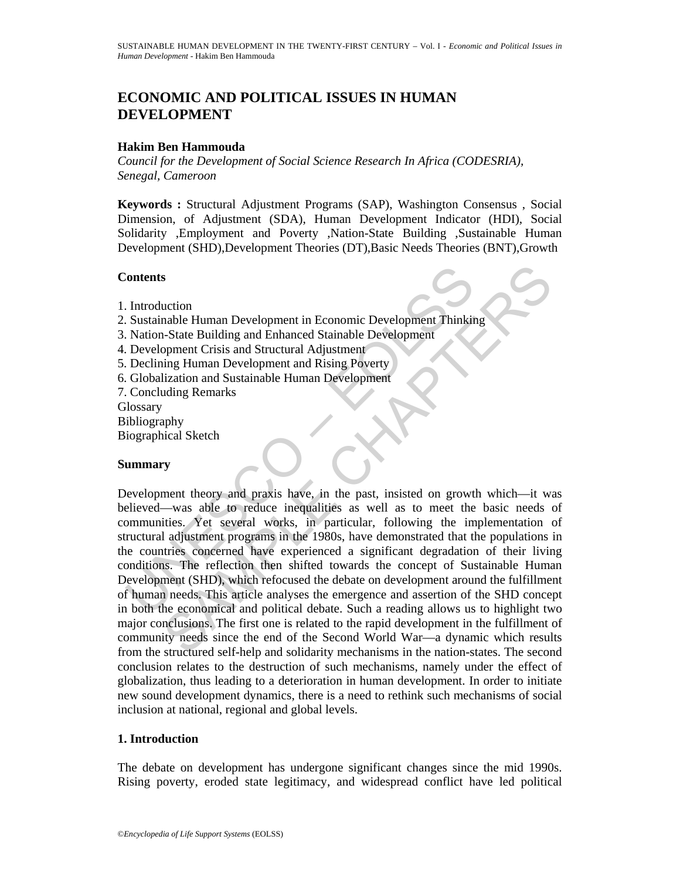# ECONOMIC AND POLITICAL ISSUES IN HUMAN DEVELOPMENT

**Hakim Ben Hammouda**

*Council for the Development of Social Science Research In Africa (CODESRIA), Senegal, Cameroon*

**Keywords :** Structural Adjustment Programs (SAP), Washington Consensus , Social Dimension, of Adjustment (SDA), Human Development Indicator (HDI), Social Solidarity ,Employment and Poverty ,Nation-State Building ,Sustainable Human Development (SHD),Development Theories (DT),Basic Needs Theories (BNT),Growth

## Contents

1. Introduction
2. Sustainable Human Development in Economic Development Thinking
3. Nation-State Building and Enhanced Stainable Development
4. Development Crisis and Structural Adjustment
5. Declining Human Development and Rising Poverty
6. Globalization and Sustainable Human Development
7. Concluding Remarks

Glossary
Bibliography
Biographical Sketch

## Summary

Development theory and praxis have, in the past, insisted on growth which—it was believed—was able to reduce inequalities as well as to meet the basic needs of communities. Yet several works, in particular, following the implementation of structural adjustment programs in the 1980s, have demonstrated that the populations in the countries concerned have experienced a significant degradation of their living conditions. The reflection then shifted towards the concept of Sustainable Human Development (SHD), which refocused the debate on development around the fulfillment of human needs. This article analyses the emergence and assertion of the SHD concept in both the economical and political debate. Such a reading allows us to highlight two major conclusions. The first one is related to the rapid development in the fulfillment of community needs since the end of the Second World War—a dynamic which results from the structured self-help and solidarity mechanisms in the nation-states. The second conclusion relates to the destruction of such mechanisms, namely under the effect of globalization, thus leading to a deterioration in human development. In order to initiate new sound development dynamics, there is a need to rethink such mechanisms of social inclusion at national, regional and global levels.

## 1. Introduction

The debate on development has undergone significant changes since the mid 1990s. Rising poverty, eroded state legitimacy, and widespread conflict have led political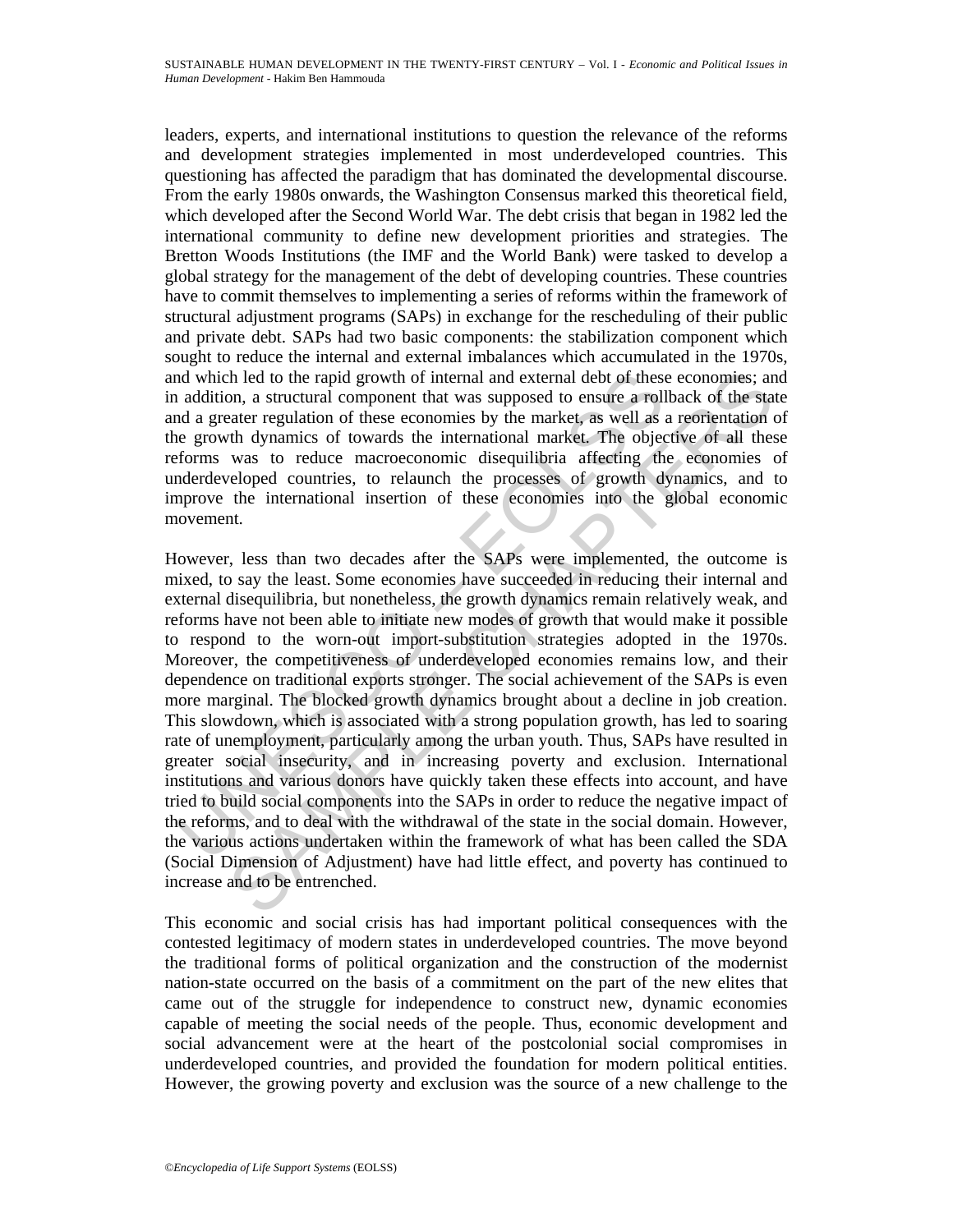leaders, experts, and international institutions to question the relevance of the reforms and development strategies implemented in most underdeveloped countries. This questioning has affected the paradigm that has dominated the developmental discourse. From the early 1980s onwards, the Washington Consensus marked this theoretical field, which developed after the Second World War. The debt crisis that began in 1982 led the international community to define new development priorities and strategies. The Bretton Woods Institutions (the IMF and the World Bank) were tasked to develop a global strategy for the management of the debt of developing countries. These countries have to commit themselves to implementing a series of reforms within the framework of structural adjustment programs (SAPs) in exchange for the rescheduling of their public and private debt. SAPs had two basic components: the stabilization component which sought to reduce the internal and external imbalances which accumulated in the 1970s, and which led to the rapid growth of internal and external debt of these economies; and in addition, a structural component that was supposed to ensure a rollback of the state and a greater regulation of these economies by the market, as well as a reorientation of the growth dynamics of towards the international market. The objective of all these reforms was to reduce macroeconomic disequilibria affecting the economies of underdeveloped countries, to relaunch the processes of growth dynamics, and to improve the international insertion of these economies into the global economic movement.

However, less than two decades after the SAPs were implemented, the outcome is mixed, to say the least. Some economies have succeeded in reducing their internal and external disequilibria, but nonetheless, the growth dynamics remain relatively weak, and reforms have not been able to initiate new modes of growth that would make it possible to respond to the worn-out import-substitution strategies adopted in the 1970s. Moreover, the competitiveness of underdeveloped economies remains low, and their dependence on traditional exports stronger. The social achievement of the SAPs is even more marginal. The blocked growth dynamics brought about a decline in job creation. This slowdown, which is associated with a strong population growth, has led to soaring rate of unemployment, particularly among the urban youth. Thus, SAPs have resulted in greater social insecurity, and in increasing poverty and exclusion. International institutions and various donors have quickly taken these effects into account, and have tried to build social components into the SAPs in order to reduce the negative impact of the reforms, and to deal with the withdrawal of the state in the social domain. However, the various actions undertaken within the framework of what has been called the SDA (Social Dimension of Adjustment) have had little effect, and poverty has continued to increase and to be entrenched.

This economic and social crisis has had important political consequences with the contested legitimacy of modern states in underdeveloped countries. The move beyond the traditional forms of political organization and the construction of the modernist nation-state occurred on the basis of a commitment on the part of the new elites that came out of the struggle for independence to construct new, dynamic economies capable of meeting the social needs of the people. Thus, economic development and social advancement were at the heart of the postcolonial social compromises in underdeveloped countries, and provided the foundation for modern political entities. However, the growing poverty and exclusion was the source of a new challenge to the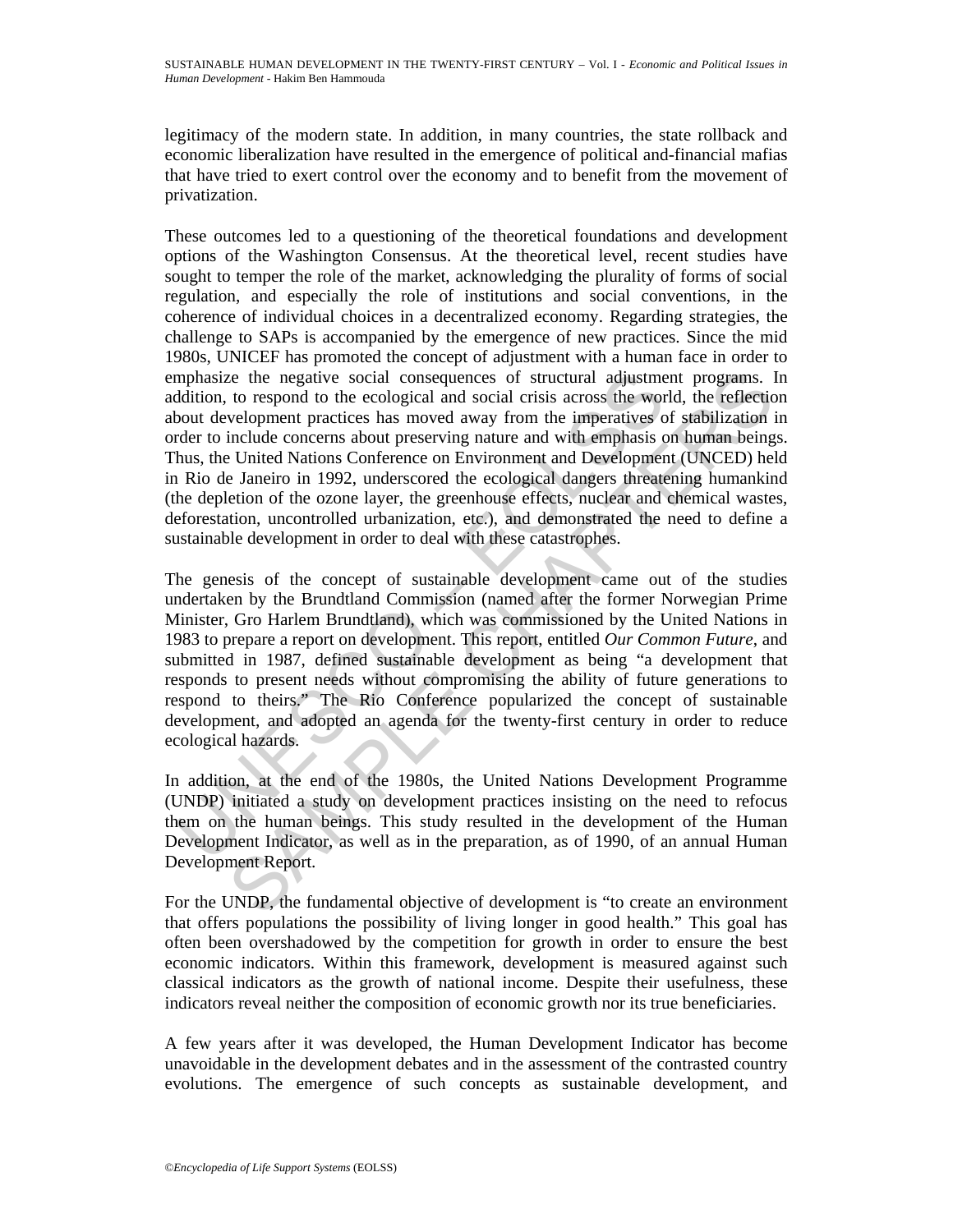legitimacy of the modern state. In addition, in many countries, the state rollback and economic liberalization have resulted in the emergence of political and-financial mafias that have tried to exert control over the economy and to benefit from the movement of privatization.

These outcomes led to a questioning of the theoretical foundations and development options of the Washington Consensus. At the theoretical level, recent studies have sought to temper the role of the market, acknowledging the plurality of forms of social regulation, and especially the role of institutions and social conventions, in the coherence of individual choices in a decentralized economy. Regarding strategies, the challenge to SAPs is accompanied by the emergence of new practices. Since the mid 1980s, UNICEF has promoted the concept of adjustment with a human face in order to emphasize the negative social consequences of structural adjustment programs. In addition, to respond to the ecological and social crisis across the world, the reflection about development practices has moved away from the imperatives of stabilization in order to include concerns about preserving nature and with emphasis on human beings. Thus, the United Nations Conference on Environment and Development (UNCED) held in Rio de Janeiro in 1992, underscored the ecological dangers threatening humankind (the depletion of the ozone layer, the greenhouse effects, nuclear and chemical wastes, deforestation, uncontrolled urbanization, etc.), and demonstrated the need to define a sustainable development in order to deal with these catastrophes.

The genesis of the concept of sustainable development came out of the studies undertaken by the Brundtland Commission (named after the former Norwegian Prime Minister, Gro Harlem Brundtland), which was commissioned by the United Nations in 1983 to prepare a report on development. This report, entitled *Our Common Future*, and submitted in 1987, defined sustainable development as being "a development that responds to present needs without compromising the ability of future generations to respond to theirs." The Rio Conference popularized the concept of sustainable development, and adopted an agenda for the twenty-first century in order to reduce ecological hazards.

In addition, at the end of the 1980s, the United Nations Development Programme (UNDP) initiated a study on development practices insisting on the need to refocus them on the human beings. This study resulted in the development of the Human Development Indicator, as well as in the preparation, as of 1990, of an annual Human Development Report.

For the UNDP, the fundamental objective of development is "to create an environment that offers populations the possibility of living longer in good health." This goal has often been overshadowed by the competition for growth in order to ensure the best economic indicators. Within this framework, development is measured against such classical indicators as the growth of national income. Despite their usefulness, these indicators reveal neither the composition of economic growth nor its true beneficiaries.

A few years after it was developed, the Human Development Indicator has become unavoidable in the development debates and in the assessment of the contrasted country evolutions. The emergence of such concepts as sustainable development, and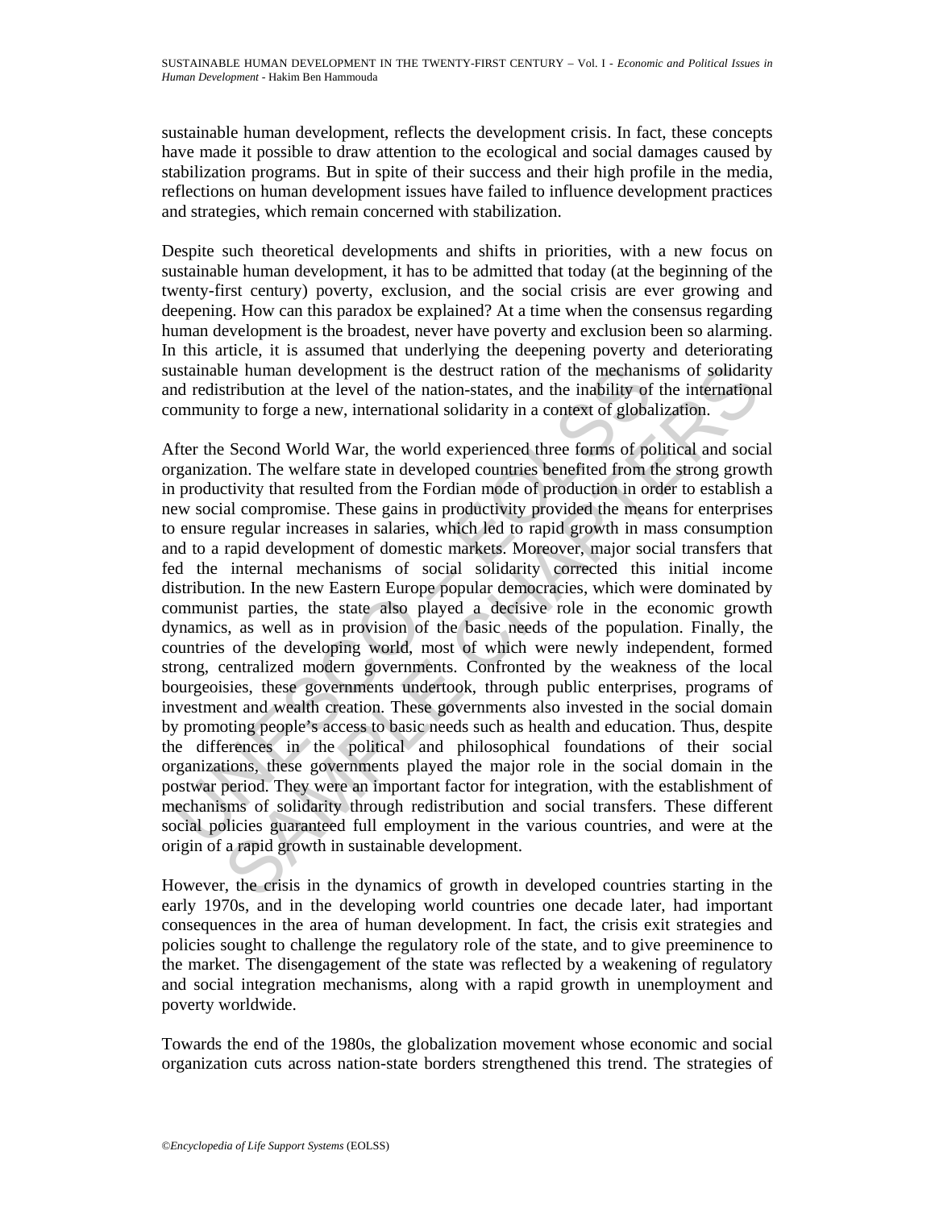sustainable human development, reflects the development crisis. In fact, these concepts have made it possible to draw attention to the ecological and social damages caused by stabilization programs. But in spite of their success and their high profile in the media, reflections on human development issues have failed to influence development practices and strategies, which remain concerned with stabilization.

Despite such theoretical developments and shifts in priorities, with a new focus on sustainable human development, it has to be admitted that today (at the beginning of the twenty-first century) poverty, exclusion, and the social crisis are ever growing and deepening. How can this paradox be explained? At a time when the consensus regarding human development is the broadest, never have poverty and exclusion been so alarming. In this article, it is assumed that underlying the deepening poverty and deteriorating sustainable human development is the destruct ration of the mechanisms of solidarity and redistribution at the level of the nation-states, and the inability of the international community to forge a new, international solidarity in a context of globalization.

After the Second World War, the world experienced three forms of political and social organization. The welfare state in developed countries benefited from the strong growth in productivity that resulted from the Fordian mode of production in order to establish a new social compromise. These gains in productivity provided the means for enterprises to ensure regular increases in salaries, which led to rapid growth in mass consumption and to a rapid development of domestic markets. Moreover, major social transfers that fed the internal mechanisms of social solidarity corrected this initial income distribution. In the new Eastern Europe popular democracies, which were dominated by communist parties, the state also played a decisive role in the economic growth dynamics, as well as in provision of the basic needs of the population. Finally, the countries of the developing world, most of which were newly independent, formed strong, centralized modern governments. Confronted by the weakness of the local bourgeoisies, these governments undertook, through public enterprises, programs of investment and wealth creation. These governments also invested in the social domain by promoting people's access to basic needs such as health and education. Thus, despite the differences in the political and philosophical foundations of their social organizations, these governments played the major role in the social domain in the postwar period. They were an important factor for integration, with the establishment of mechanisms of solidarity through redistribution and social transfers. These different social policies guaranteed full employment in the various countries, and were at the origin of a rapid growth in sustainable development.

However, the crisis in the dynamics of growth in developed countries starting in the early 1970s, and in the developing world countries one decade later, had important consequences in the area of human development. In fact, the crisis exit strategies and policies sought to challenge the regulatory role of the state, and to give preeminence to the market. The disengagement of the state was reflected by a weakening of regulatory and social integration mechanisms, along with a rapid growth in unemployment and poverty worldwide.

Towards the end of the 1980s, the globalization movement whose economic and social organization cuts across nation-state borders strengthened this trend. The strategies of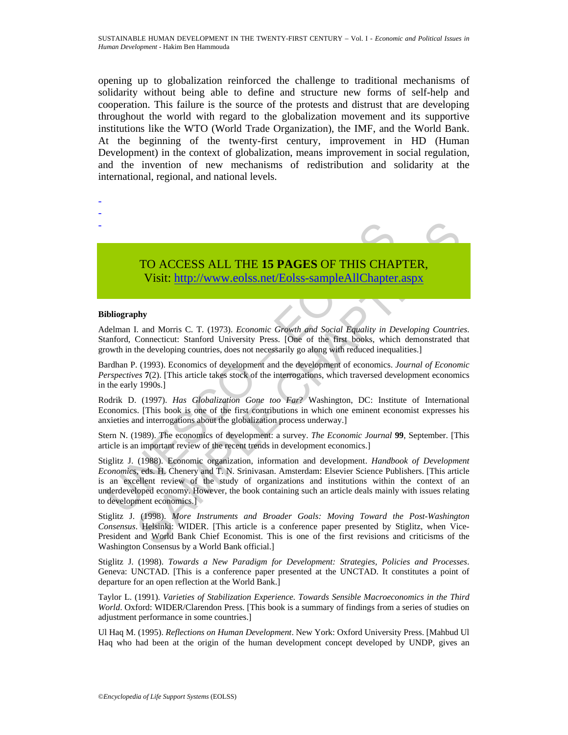opening up to globalization reinforced the challenge to traditional mechanisms of solidarity without being able to define and structure new forms of self-help and cooperation. This failure is the source of the protests and distrust that are developing throughout the world with regard to the globalization movement and its supportive institutions like the WTO (World Trade Organization), the IMF, and the World Bank. At the beginning of the twenty-first century, improvement in HD (Human Development) in the context of globalization, means improvement in social regulation, and the invention of new mechanisms of redistribution and solidarity at the international, regional, and national levels.

-
-
-

TO ACCESS ALL THE **15 PAGES** OF THIS CHAPTER,
Visit: http://www.eolss.net/Eolss-sampleAllChapter.aspx

**Bibliography**

Adelman I. and Morris C. T. (1973). *Economic Growth and Social Equality in Developing Countries*. Stanford, Connecticut: Stanford University Press. [One of the first books, which demonstrated that growth in the developing countries, does not necessarily go along with reduced inequalities.]

Bardhan P. (1993). Economics of development and the development of economics. *Journal of Economic Perspectives* **7**(2). [This article takes stock of the interrogations, which traversed development economics in the early 1990s.]

Rodrik D. (1997). *Has Globalization Gone too Far*? Washington, DC: Institute of International Economics. [This book is one of the first contributions in which one eminent economist expresses his anxieties and interrogations about the globalization process underway.]

Stern N. (1989). The economics of development: a survey. *The Economic Journal* **99**, September. [This article is an important review of the recent trends in development economics.]

Stiglitz J. (1988). Economic organization, information and development. *Handbook of Development Economics*, eds. H. Chenery and T. N. Srinivasan. Amsterdam: Elsevier Science Publishers. [This article is an excellent review of the study of organizations and institutions within the context of an underdeveloped economy. However, the book containing such an article deals mainly with issues relating to development economics.]

Stiglitz J. (1998). *More Instruments and Broader Goals: Moving Toward the Post-Washington Consensus*. Helsinki: WIDER. [This article is a conference paper presented by Stiglitz, when Vice-President and World Bank Chief Economist. This is one of the first revisions and criticisms of the Washington Consensus by a World Bank official.]

Stiglitz J. (1998). *Towards a New Paradigm for Development: Strategies, Policies and Processes*. Geneva: UNCTAD. [This is a conference paper presented at the UNCTAD. It constitutes a point of departure for an open reflection at the World Bank.]

Taylor L. (1991). *Varieties of Stabilization Experience. Towards Sensible Macroeconomics in the Third World*. Oxford: WIDER/Clarendon Press. [This book is a summary of findings from a series of studies on adjustment performance in some countries.]

Ul Haq M. (1995). *Reflections on Human Development*. New York: Oxford University Press. [Mahbud Ul Haq who had been at the origin of the human development concept developed by UNDP, gives an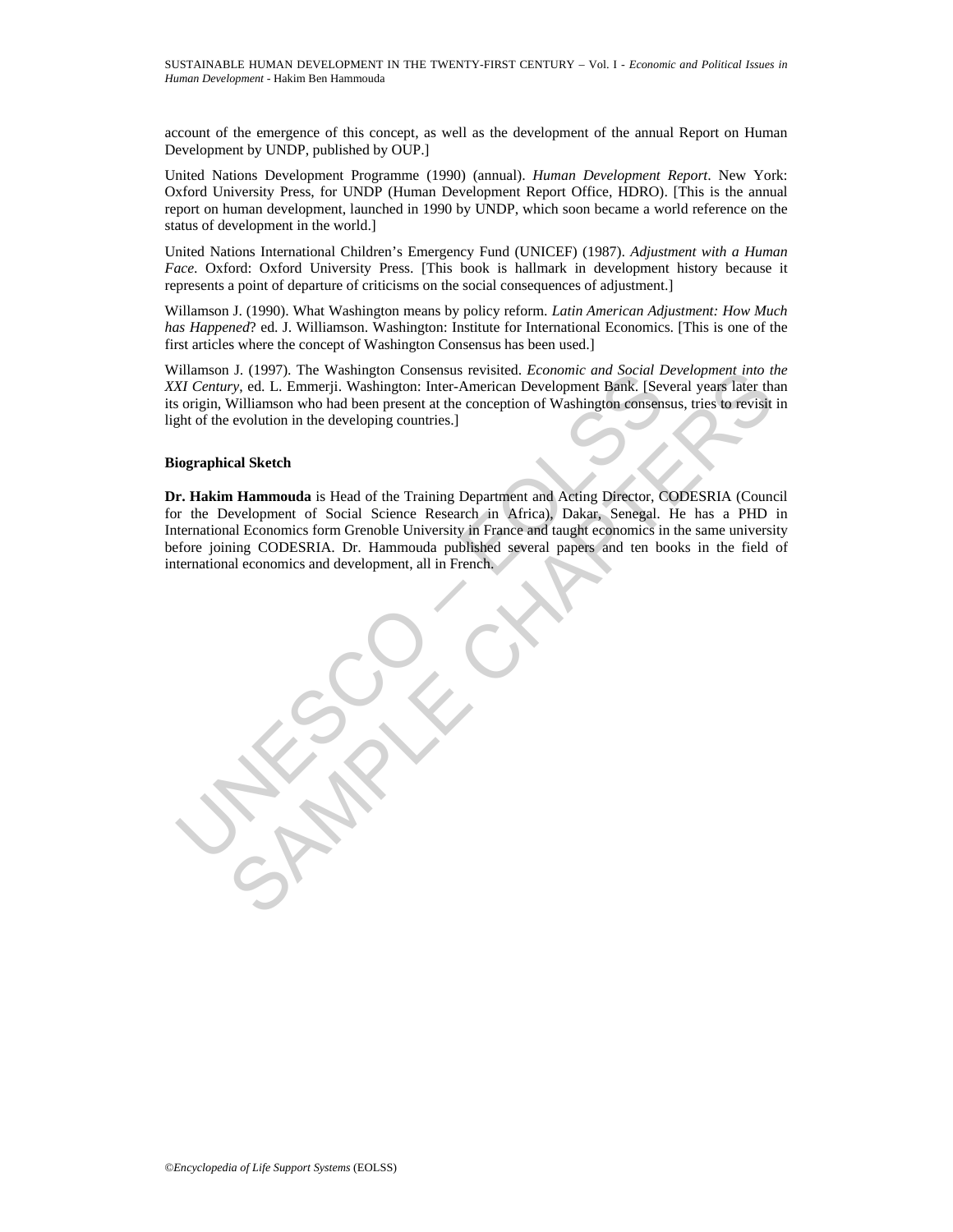account of the emergence of this concept, as well as the development of the annual Report on Human Development by UNDP, published by OUP.]

United Nations Development Programme (1990) (annual). *Human Development Report*. New York: Oxford University Press, for UNDP (Human Development Report Office, HDRO). [This is the annual report on human development, launched in 1990 by UNDP, which soon became a world reference on the status of development in the world.]

United Nations International Children's Emergency Fund (UNICEF) (1987). *Adjustment with a Human Face*. Oxford: Oxford University Press. [This book is hallmark in development history because it represents a point of departure of criticisms on the social consequences of adjustment.]

Willamson J. (1990). What Washington means by policy reform. *Latin American Adjustment: How Much has Happened*? ed. J. Williamson. Washington: Institute for International Economics. [This is one of the first articles where the concept of Washington Consensus has been used.]

Willamson J. (1997). The Washington Consensus revisited. *Economic and Social Development into the XXI Century*, ed. L. Emmerji. Washington: Inter-American Development Bank. [Several years later than its origin, Williamson who had been present at the conception of Washington consensus, tries to revisit in light of the evolution in the developing countries.]

**Biographical Sketch**

**Dr. Hakim Hammouda** is Head of the Training Department and Acting Director, CODESRIA (Council for the Development of Social Science Research in Africa), Dakar, Senegal. He has a PHD in International Economics form Grenoble University in France and taught economics in the same university before joining CODESRIA. Dr. Hammouda published several papers and ten books in the field of international economics and development, all in French.